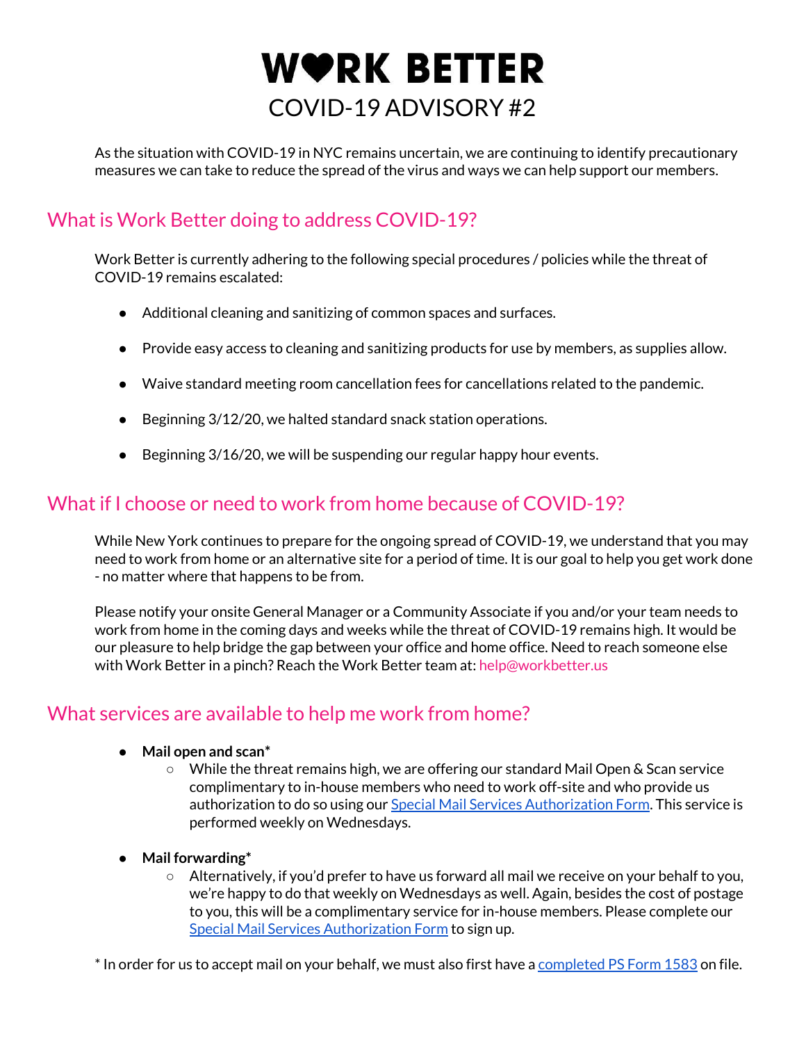# WORK BETTER

## COVID-19 ADVISORY #2

As the situation with COVID-19 in NYC remains uncertain, we are continuing to identify precautionary measures we can take to reduce the spread of the virus and ways we can help support our members.

## What is Work Better doing to address COVID-19?

Work Better is currently adhering to the following special procedures / policies while the threat of COVID-19 remains escalated:

- Additional cleaning and sanitizing of common spaces and surfaces.
- Provide easy access to cleaning and sanitizing products for use by members, as supplies allow.
- Waive standard meeting room cancellation fees for cancellations related to the pandemic.
- Beginning 3/12/20, we halted standard snack station operations.
- Beginning 3/16/20, we will be suspending our regular happy hour events.

## What if I choose or need to work from home because of COVID-19?

While New York continues to prepare for the ongoing spread of COVID-19, we understand that you may need to work from home or an alternative site for a period of time. It is our goal to help you get work done - no matter where that happens to be from.

Please notify your onsite General Manager or a Community Associate if you and/or your team needs to work from home in the coming days and weeks while the threat of COVID-19 remains high. It would be our pleasure to help bridge the gap between your office and home office. Need to reach someone else with Work Better in a pinch? Reach the Work Better team at: help@workbetter.us

## What services are available to help me work from home?

- **Mail open and scan***
  - While the threat remains high, we are offering our standard Mail Open & Scan service complimentary to in-house members who need to work off-site and who provide us authorization to do so using our Special Mail Services Authorization Form. This service is performed weekly on Wednesdays.
- **Mail forwarding***
  - Alternatively, if you'd prefer to have us forward all mail we receive on your behalf to you, we're happy to do that weekly on Wednesdays as well. Again, besides the cost of postage to you, this will be a complimentary service for in-house members. Please complete our Special Mail Services Authorization Form to sign up.

* In order for us to accept mail on your behalf, we must also first have a completed PS Form 1583 on file.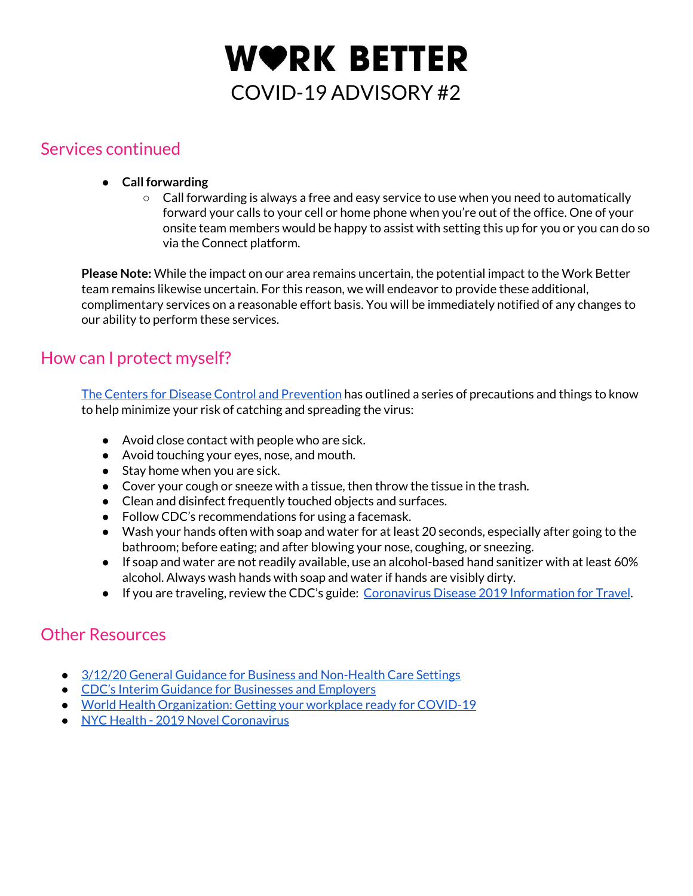# W♥RK BETTER
COVID-19 ADVISORY #2

## Services continued

- **Call forwarding**
  - Call forwarding is always a free and easy service to use when you need to automatically forward your calls to your cell or home phone when you're out of the office. One of your onsite team members would be happy to assist with setting this up for you or you can do so via the Connect platform.

**Please Note:** While the impact on our area remains uncertain, the potential impact to the Work Better team remains likewise uncertain. For this reason, we will endeavor to provide these additional, complimentary services on a reasonable effort basis. You will be immediately notified of any changes to our ability to perform these services.

## How can I protect myself?

The Centers for Disease Control and Prevention has outlined a series of precautions and things to know to help minimize your risk of catching and spreading the virus:

- Avoid close contact with people who are sick.
- Avoid touching your eyes, nose, and mouth.
- Stay home when you are sick.
- Cover your cough or sneeze with a tissue, then throw the tissue in the trash.
- Clean and disinfect frequently touched objects and surfaces.
- Follow CDC's recommendations for using a facemask.
- Wash your hands often with soap and water for at least 20 seconds, especially after going to the bathroom; before eating; and after blowing your nose, coughing, or sneezing.
- If soap and water are not readily available, use an alcohol-based hand sanitizer with at least 60% alcohol. Always wash hands with soap and water if hands are visibly dirty.
- If you are traveling, review the CDC's guide: Coronavirus Disease 2019 Information for Travel.

## Other Resources

- 3/12/20 General Guidance for Business and Non-Health Care Settings
- CDC's Interim Guidance for Businesses and Employers
- World Health Organization: Getting your workplace ready for COVID-19
- NYC Health - 2019 Novel Coronavirus